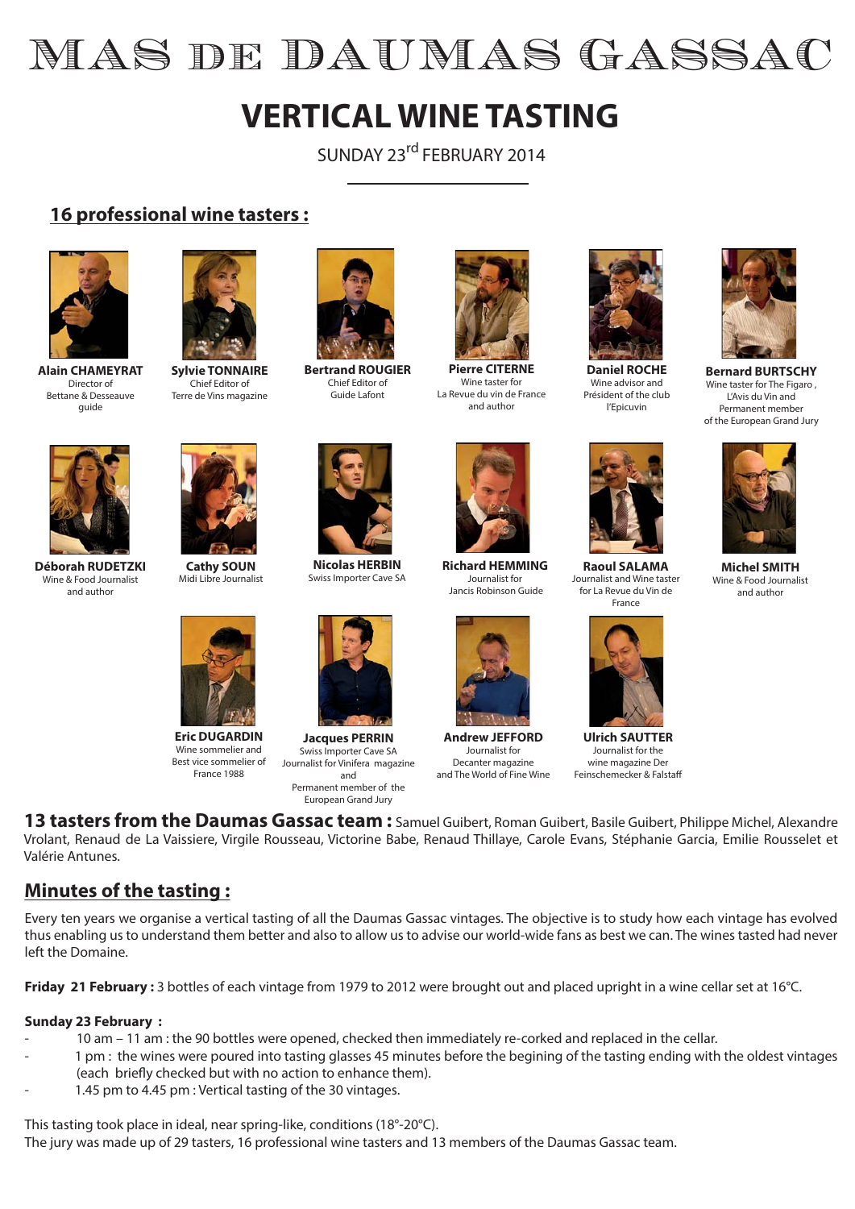# MAS DE DAUMAS GASSAC

## VERTICAL WINE TASTING

SUNDAY 23rd FEBRUARY 2014

### 16 professional wine tasters :

**Alain CHAMEYRAT**
Director of Bettane & Desseauve guide

**Sylvie TONNAIRE**
Chief Editor of Terre de Vins magazine

**Bertrand ROUGIER**
Chief Editor of Guide Lafont

**Pierre CITERNE**
Wine taster for La Revue du vin de France and author

**Daniel ROCHE**
Wine advisor and Président of the club l'Epicuvin

**Bernard BURTSCHY**
Wine taster for The Figaro , L'Avis du Vin and Permanent member of the European Grand Jury

**Déborah RUDETZKI**
Wine & Food Journalist and author

**Cathy SOUN**
Midi Libre Journalist

**Nicolas HERBIN**
Swiss Importer Cave SA

**Richard HEMMING**
Journalist for Jancis Robinson Guide

**Raoul SALAMA**
Journalist and Wine taster for La Revue du Vin de France

**Michel SMITH**
Wine & Food Journalist and author

**Eric DUGARDIN**
Wine sommelier and Best vice sommelier of France 1988

**Jacques PERRIN**
Swiss Importer Cave SA Journalist for Vinifera magazine and Permanent member of the European Grand Jury

**Andrew JEFFORD**
Journalist for Decanter magazine and The World of Fine Wine

**Ulrich SAUTTER**
Journalist for the wine magazine Der Feinschemecker & Falstaff

**13 tasters from the Daumas Gassac team :** Samuel Guibert, Roman Guibert, Basile Guibert, Philippe Michel, Alexandre Vrolant, Renaud de La Vaissiere, Virgile Rousseau, Victorine Babe, Renaud Thillaye, Carole Evans, Stéphanie Garcia, Emilie Rousselet et Valérie Antunes.

### Minutes of the tasting :

Every ten years we organise a vertical tasting of all the Daumas Gassac vintages. The objective is to study how each vintage has evolved thus enabling us to understand them better and also to allow us to advise our world-wide fans as best we can. The wines tasted had never left the Domaine.

**Friday 21 February :** 3 bottles of each vintage from 1979 to 2012 were brought out and placed upright in a wine cellar set at 16°C.

**Sunday 23 February :**

- 10 am – 11 am : the 90 bottles were opened, checked then immediately re-corked and replaced in the cellar.
- 1 pm : the wines were poured into tasting glasses 45 minutes before the begining of the tasting ending with the oldest vintages (each briefly checked but with no action to enhance them).
- 1.45 pm to 4.45 pm : Vertical tasting of the 30 vintages.

This tasting took place in ideal, near spring-like, conditions (18°-20°C).
The jury was made up of 29 tasters, 16 professional wine tasters and 13 members of the Daumas Gassac team.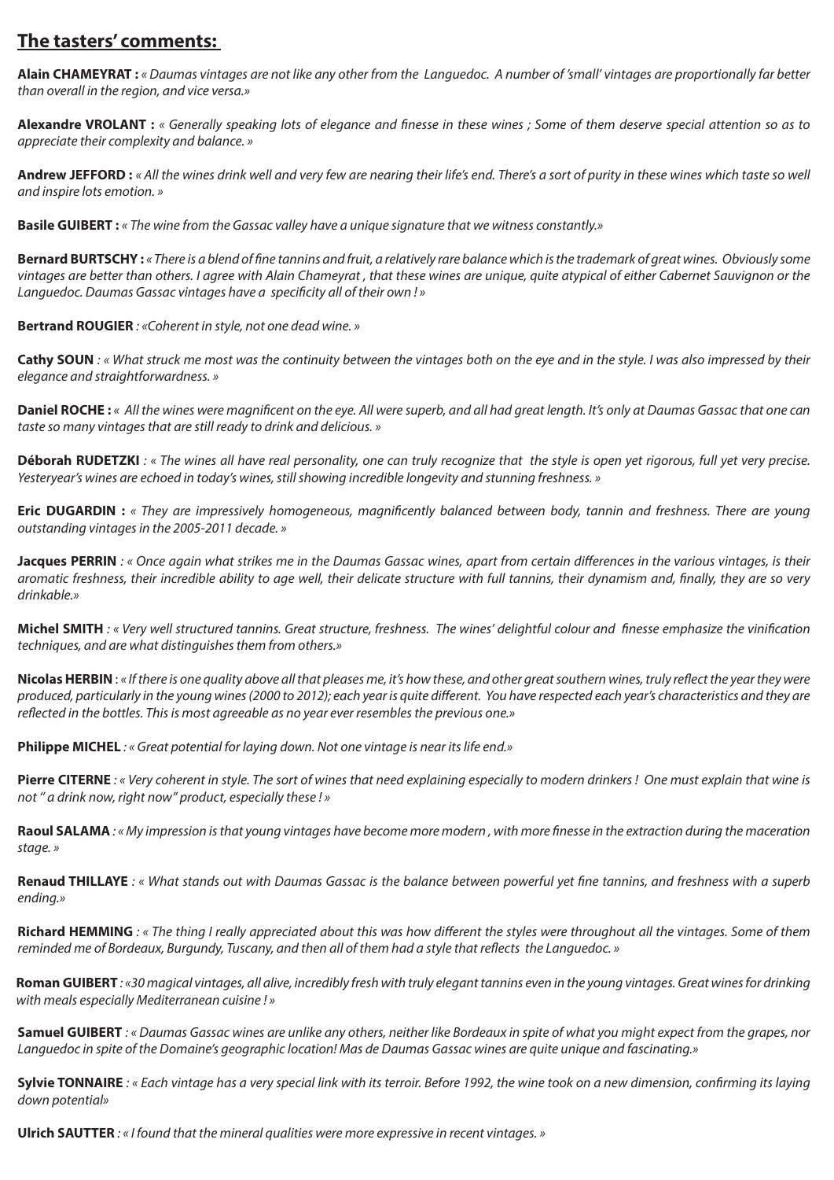## **The tasters' comments:**

**Alain CHAMEYRAT :** *« Daumas vintages are not like any other from the Languedoc. A number of 'small' vintages are proportionally far better than overall in the region, and vice versa.»*

**Alexandre VROLANT :** *« Generally speaking lots of elegance and finesse in these wines ; Some of them deserve special attention so as to appreciate their complexity and balance. »*

**Andrew JEFFORD :** *« All the wines drink well and very few are nearing their life's end. There's a sort of purity in these wines which taste so well and inspire lots emotion. »*

**Basile GUIBERT :** *« The wine from the Gassac valley have a unique signature that we witness constantly.»*

**Bernard BURTSCHY :** *« There is a blend of fine tannins and fruit, a relatively rare balance which is the trademark of great wines. Obviously some vintages are better than others. I agree with Alain Chameyrat , that these wines are unique, quite atypical of either Cabernet Sauvignon or the Languedoc. Daumas Gassac vintages have a specificity all of their own ! »*

**Bertrand ROUGIER** *: «Coherent in style, not one dead wine. »*

**Cathy SOUN** *: « What struck me most was the continuity between the vintages both on the eye and in the style. I was also impressed by their elegance and straightforwardness. »*

**Daniel ROCHE :** *« All the wines were magnificent on the eye. All were superb, and all had great length. It's only at Daumas Gassac that one can taste so many vintages that are still ready to drink and delicious. »*

**Déborah RUDETZKI** *: « The wines all have real personality, one can truly recognize that the style is open yet rigorous, full yet very precise. Yesteryear's wines are echoed in today's wines, still showing incredible longevity and stunning freshness. »*

**Eric DUGARDIN :** *« They are impressively homogeneous, magnificently balanced between body, tannin and freshness. There are young outstanding vintages in the 2005-2011 decade. »*

**Jacques PERRIN** *: « Once again what strikes me in the Daumas Gassac wines, apart from certain differences in the various vintages, is their aromatic freshness, their incredible ability to age well, their delicate structure with full tannins, their dynamism and, finally, they are so very drinkable.»*

**Michel SMITH** *: « Very well structured tannins. Great structure, freshness. The wines' delightful colour and finesse emphasize the vinification techniques, and are what distinguishes them from others.»*

**Nicolas HERBIN** : *« If there is one quality above all that pleases me, it's how these, and other great southern wines, truly reflect the year they were produced, particularly in the young wines (2000 to 2012); each year is quite different. You have respected each year's characteristics and they are reflected in the bottles. This is most agreeable as no year ever resembles the previous one.»*

**Philippe MICHEL** *: « Great potential for laying down. Not one vintage is near its life end.»*

**Pierre CITERNE** *: « Very coherent in style. The sort of wines that need explaining especially to modern drinkers ! One must explain that wine is not " a drink now, right now" product, especially these ! »*

**Raoul SALAMA** *: « My impression is that young vintages have become more modern , with more finesse in the extraction during the maceration stage. »*

**Renaud THILLAYE** *: « What stands out with Daumas Gassac is the balance between powerful yet fine tannins, and freshness with a superb ending.»*

**Richard HEMMING** *: « The thing I really appreciated about this was how different the styles were throughout all the vintages. Some of them reminded me of Bordeaux, Burgundy, Tuscany, and then all of them had a style that reflects the Languedoc. »*

**Roman GUIBERT** *: «30 magical vintages, all alive, incredibly fresh with truly elegant tannins even in the young vintages. Great wines for drinking with meals especially Mediterranean cuisine ! »*

**Samuel GUIBERT** *: « Daumas Gassac wines are unlike any others, neither like Bordeaux in spite of what you might expect from the grapes, nor Languedoc in spite of the Domaine's geographic location! Mas de Daumas Gassac wines are quite unique and fascinating.»*

**Sylvie TONNAIRE** *: « Each vintage has a very special link with its terroir. Before 1992, the wine took on a new dimension, confirming its laying down potential»*

**Ulrich SAUTTER** *: « I found that the mineral qualities were more expressive in recent vintages. »*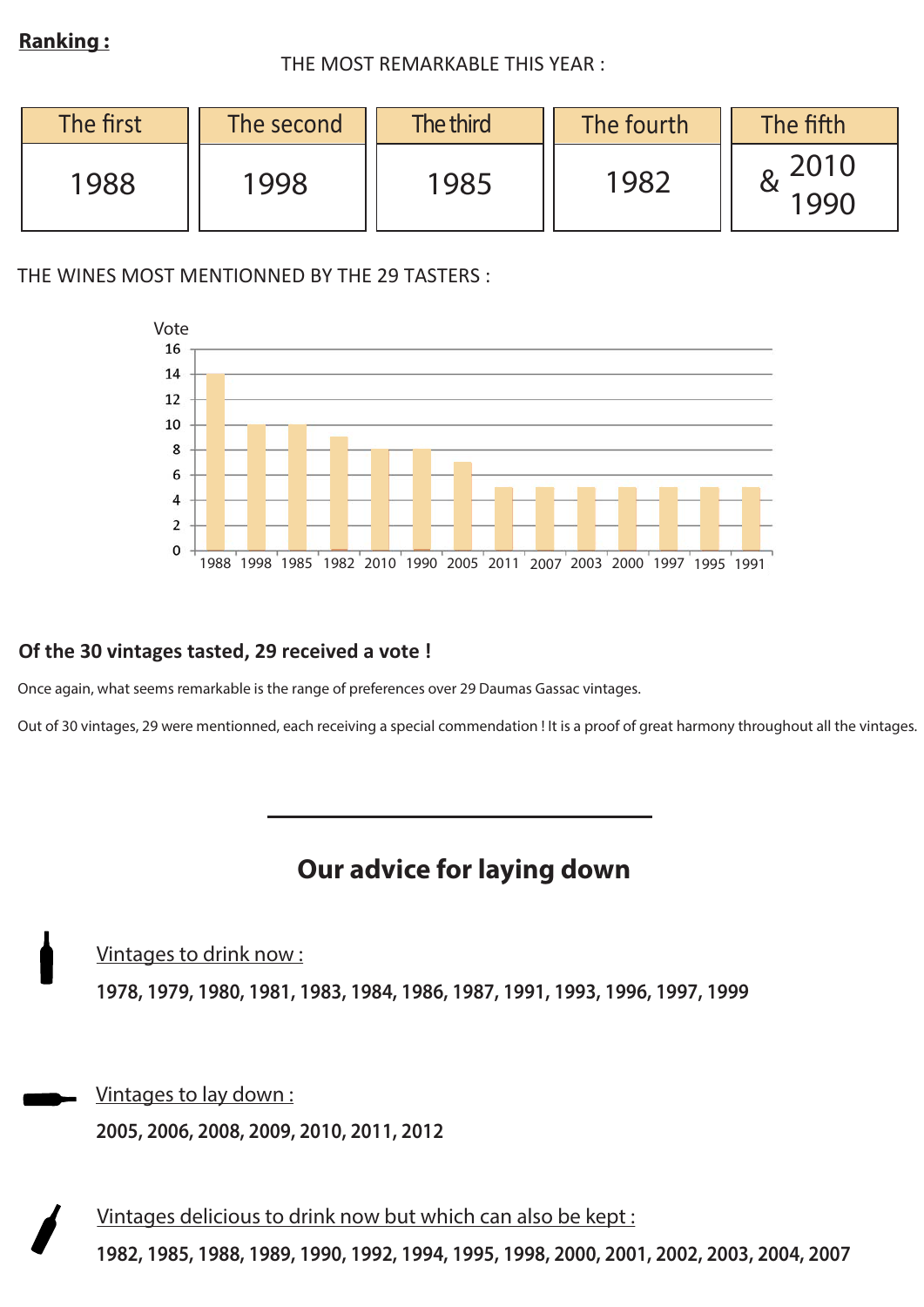**Ranking :**

THE MOST REMARKABLE THIS YEAR :

| The first | The second | The third | The fourth | The fifth |
|---|---|---|---|---|
| 1988 | 1998 | 1985 | 1982 | 2010 & 1990 |

THE WINES MOST MENTIONNED BY THE 29 TASTERS :

| Vintage | Vote |
|---|---|
| 1988 | 14 |
| 1998 | 10 |
| 1985 | 10 |
| 1982 | 9 |
| 2010 | 8 |
| 1990 | 8 |
| 2005 | 7 |
| 2011 | 5 |
| 2007 | 5 |
| 2003 | 5 |
| 2000 | 5 |
| 1997 | 5 |
| 1995 | 5 |
| 1991 | 5 |

**Of the 30 vintages tasted, 29 received a vote !**

Once again, what seems remarkable is the range of preferences over 29 Daumas Gassac vintages.

Out of 30 vintages, 29 were mentionned, each receiving a special commendation ! It is a proof of great harmony throughout all the vintages.

---

## Our advice for laying down

Vintages to drink now :

**1978, 1979, 1980, 1981, 1983, 1984, 1986, 1987, 1991, 1993, 1996, 1997, 1999**

Vintages to lay down :

**2005, 2006, 2008, 2009, 2010, 2011, 2012**

Vintages delicious to drink now but which can also be kept :

**1982, 1985, 1988, 1989, 1990, 1992, 1994, 1995, 1998, 2000, 2001, 2002, 2003, 2004, 2007**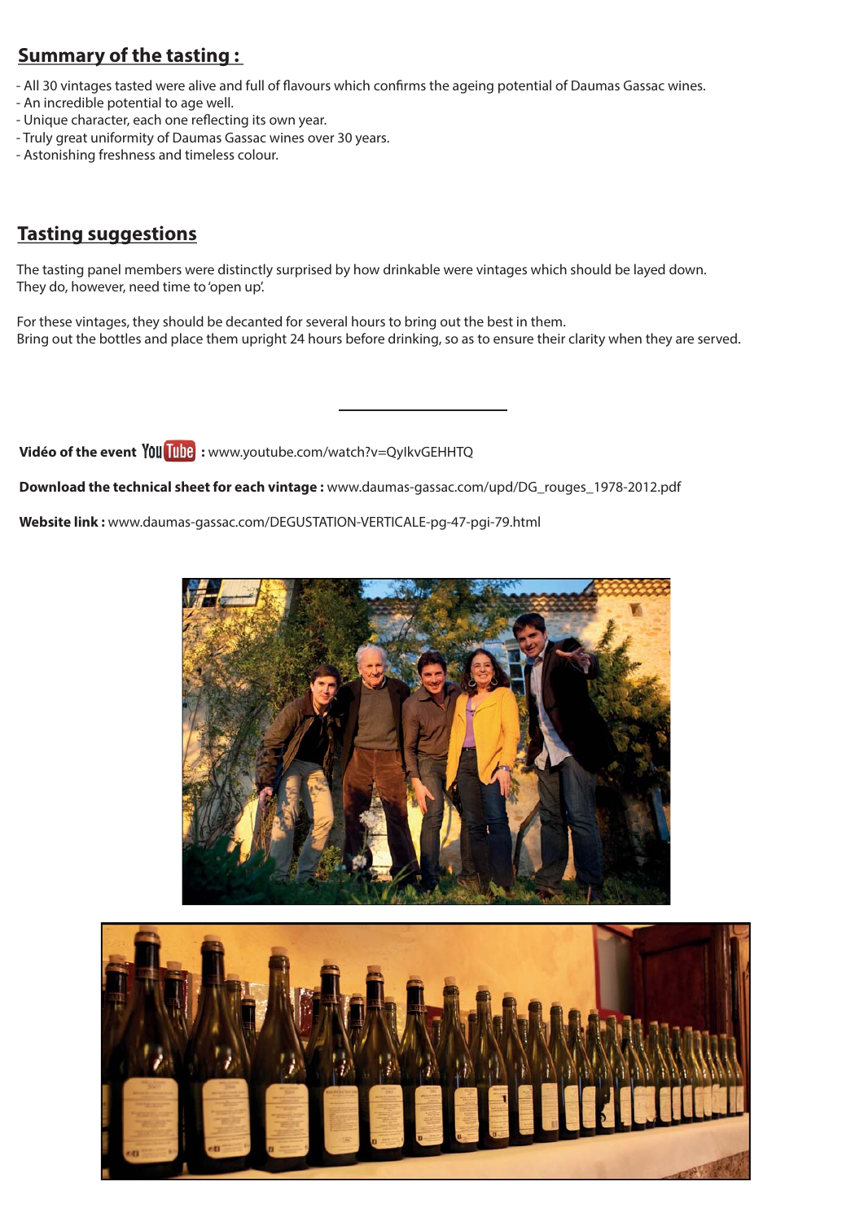## Summary of the tasting :

- All 30 vintages tasted were alive and full of flavours which confirms the ageing potential of Daumas Gassac wines.
- An incredible potential to age well.
- Unique character, each one reflecting its own year.
- Truly great uniformity of Daumas Gassac wines over 30 years.
- Astonishing freshness and timeless colour.

## Tasting suggestions

The tasting panel members were distinctly surprised by how drinkable were vintages which should be layed down.
They do, however, need time to 'open up'.

For these vintages, they should be decanted for several hours to bring out the best in them.
Bring out the bottles and place them upright 24 hours before drinking, so as to ensure their clarity when they are served.

---

**Vidéo of the event YouTube :** www.youtube.com/watch?v=QylkvGEHHTQ

**Download the technical sheet for each vintage :** www.daumas-gassac.com/upd/DG_rouges_1978-2012.pdf

**Website link :** www.daumas-gassac.com/DEGUSTATION-VERTICALE-pg-47-pgi-79.html